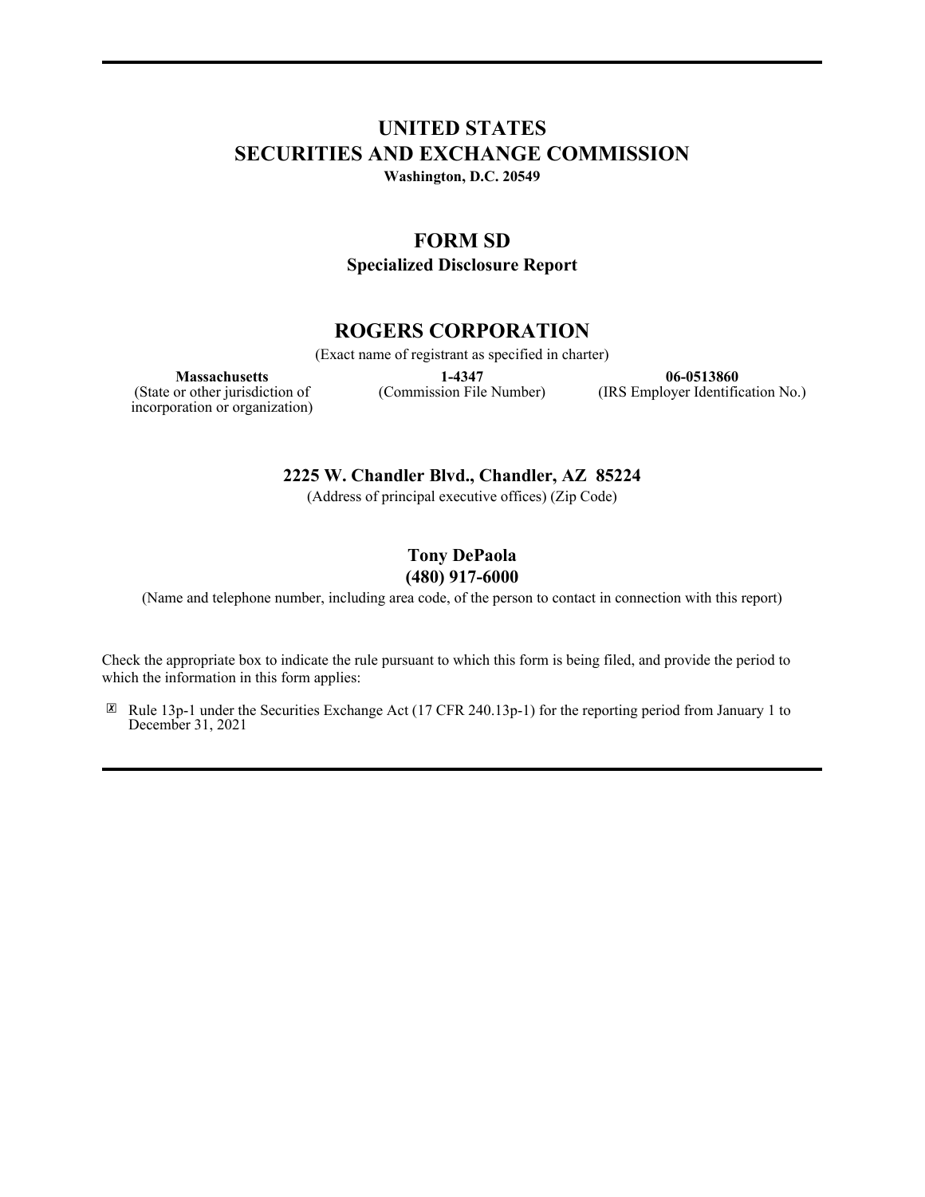# UNITED STATES
# SECURITIES AND EXCHANGE COMMISSION

**Washington, D.C. 20549**

## FORM SD

**Specialized Disclosure Report**

## ROGERS CORPORATION

(Exact name of registrant as specified in charter)

| **Massachusetts** | **1-4347** | **06-0513860** |
| --- | --- | --- |
| (State or other jurisdiction of incorporation or organization) | (Commission File Number) | (IRS Employer Identification No.) |

**2225 W. Chandler Blvd., Chandler, AZ 85224**

(Address of principal executive offices) (Zip Code)

**Tony DePaola**
**(480) 917-6000**

(Name and telephone number, including area code, of the person to contact in connection with this report)

Check the appropriate box to indicate the rule pursuant to which this form is being filed, and provide the period to which the information in this form applies:

☒ Rule 13p-1 under the Securities Exchange Act (17 CFR 240.13p-1) for the reporting period from January 1 to December 31, 2021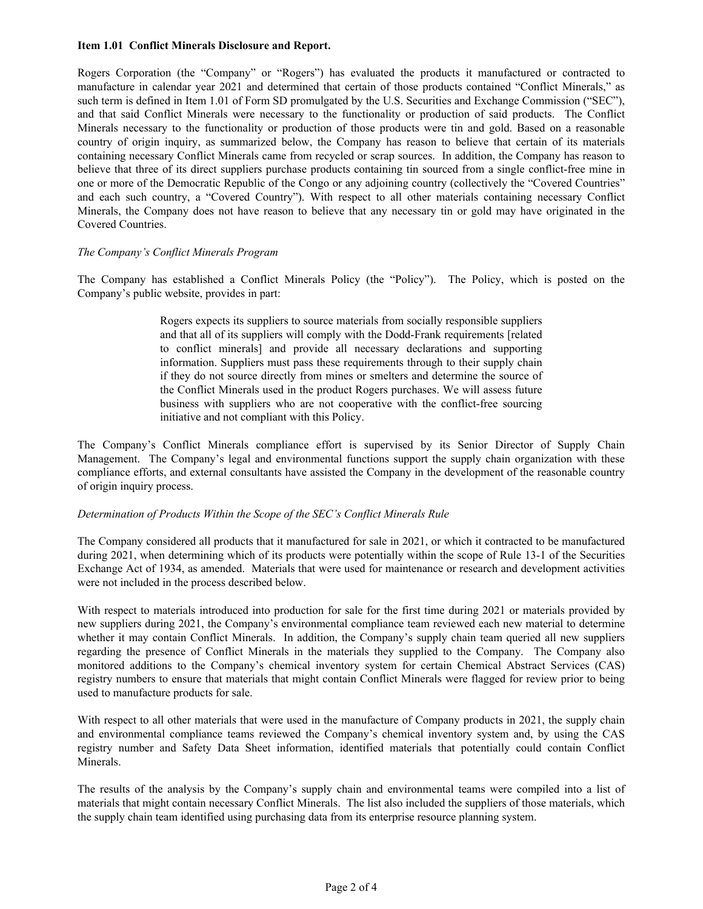**Item 1.01 Conflict Minerals Disclosure and Report.**

Rogers Corporation (the "Company" or "Rogers") has evaluated the products it manufactured or contracted to manufacture in calendar year 2021 and determined that certain of those products contained "Conflict Minerals," as such term is defined in Item 1.01 of Form SD promulgated by the U.S. Securities and Exchange Commission ("SEC"), and that said Conflict Minerals were necessary to the functionality or production of said products. The Conflict Minerals necessary to the functionality or production of those products were tin and gold. Based on a reasonable country of origin inquiry, as summarized below, the Company has reason to believe that certain of its materials containing necessary Conflict Minerals came from recycled or scrap sources. In addition, the Company has reason to believe that three of its direct suppliers purchase products containing tin sourced from a single conflict-free mine in one or more of the Democratic Republic of the Congo or any adjoining country (collectively the "Covered Countries" and each such country, a "Covered Country"). With respect to all other materials containing necessary Conflict Minerals, the Company does not have reason to believe that any necessary tin or gold may have originated in the Covered Countries.

*The Company's Conflict Minerals Program*

The Company has established a Conflict Minerals Policy (the "Policy"). The Policy, which is posted on the Company's public website, provides in part:

> Rogers expects its suppliers to source materials from socially responsible suppliers and that all of its suppliers will comply with the Dodd-Frank requirements [related to conflict minerals] and provide all necessary declarations and supporting information. Suppliers must pass these requirements through to their supply chain if they do not source directly from mines or smelters and determine the source of the Conflict Minerals used in the product Rogers purchases. We will assess future business with suppliers who are not cooperative with the conflict-free sourcing initiative and not compliant with this Policy.

The Company's Conflict Minerals compliance effort is supervised by its Senior Director of Supply Chain Management. The Company's legal and environmental functions support the supply chain organization with these compliance efforts, and external consultants have assisted the Company in the development of the reasonable country of origin inquiry process.

*Determination of Products Within the Scope of the SEC's Conflict Minerals Rule*

The Company considered all products that it manufactured for sale in 2021, or which it contracted to be manufactured during 2021, when determining which of its products were potentially within the scope of Rule 13-1 of the Securities Exchange Act of 1934, as amended. Materials that were used for maintenance or research and development activities were not included in the process described below.

With respect to materials introduced into production for sale for the first time during 2021 or materials provided by new suppliers during 2021, the Company's environmental compliance team reviewed each new material to determine whether it may contain Conflict Minerals. In addition, the Company's supply chain team queried all new suppliers regarding the presence of Conflict Minerals in the materials they supplied to the Company. The Company also monitored additions to the Company's chemical inventory system for certain Chemical Abstract Services (CAS) registry numbers to ensure that materials that might contain Conflict Minerals were flagged for review prior to being used to manufacture products for sale.

With respect to all other materials that were used in the manufacture of Company products in 2021, the supply chain and environmental compliance teams reviewed the Company's chemical inventory system and, by using the CAS registry number and Safety Data Sheet information, identified materials that potentially could contain Conflict Minerals.

The results of the analysis by the Company's supply chain and environmental teams were compiled into a list of materials that might contain necessary Conflict Minerals. The list also included the suppliers of those materials, which the supply chain team identified using purchasing data from its enterprise resource planning system.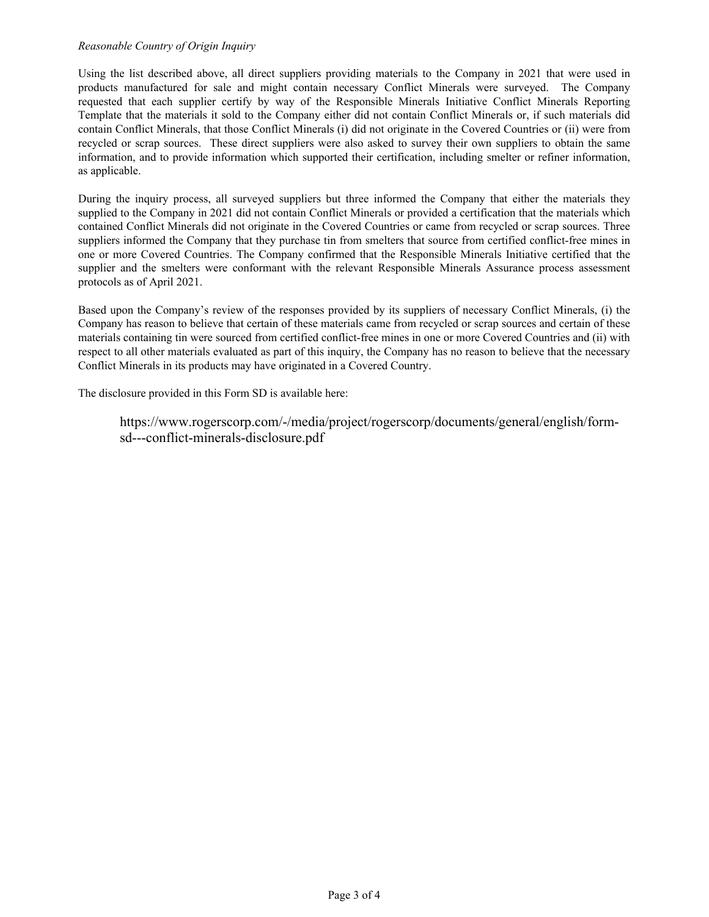*Reasonable Country of Origin Inquiry*

Using the list described above, all direct suppliers providing materials to the Company in 2021 that were used in products manufactured for sale and might contain necessary Conflict Minerals were surveyed. The Company requested that each supplier certify by way of the Responsible Minerals Initiative Conflict Minerals Reporting Template that the materials it sold to the Company either did not contain Conflict Minerals or, if such materials did contain Conflict Minerals, that those Conflict Minerals (i) did not originate in the Covered Countries or (ii) were from recycled or scrap sources. These direct suppliers were also asked to survey their own suppliers to obtain the same information, and to provide information which supported their certification, including smelter or refiner information, as applicable.

During the inquiry process, all surveyed suppliers but three informed the Company that either the materials they supplied to the Company in 2021 did not contain Conflict Minerals or provided a certification that the materials which contained Conflict Minerals did not originate in the Covered Countries or came from recycled or scrap sources. Three suppliers informed the Company that they purchase tin from smelters that source from certified conflict-free mines in one or more Covered Countries. The Company confirmed that the Responsible Minerals Initiative certified that the supplier and the smelters were conformant with the relevant Responsible Minerals Assurance process assessment protocols as of April 2021.

Based upon the Company's review of the responses provided by its suppliers of necessary Conflict Minerals, (i) the Company has reason to believe that certain of these materials came from recycled or scrap sources and certain of these materials containing tin were sourced from certified conflict-free mines in one or more Covered Countries and (ii) with respect to all other materials evaluated as part of this inquiry, the Company has no reason to believe that the necessary Conflict Minerals in its products may have originated in a Covered Country.

The disclosure provided in this Form SD is available here:

https://www.rogerscorp.com/-/media/project/rogerscorp/documents/general/english/form-sd---conflict-minerals-disclosure.pdf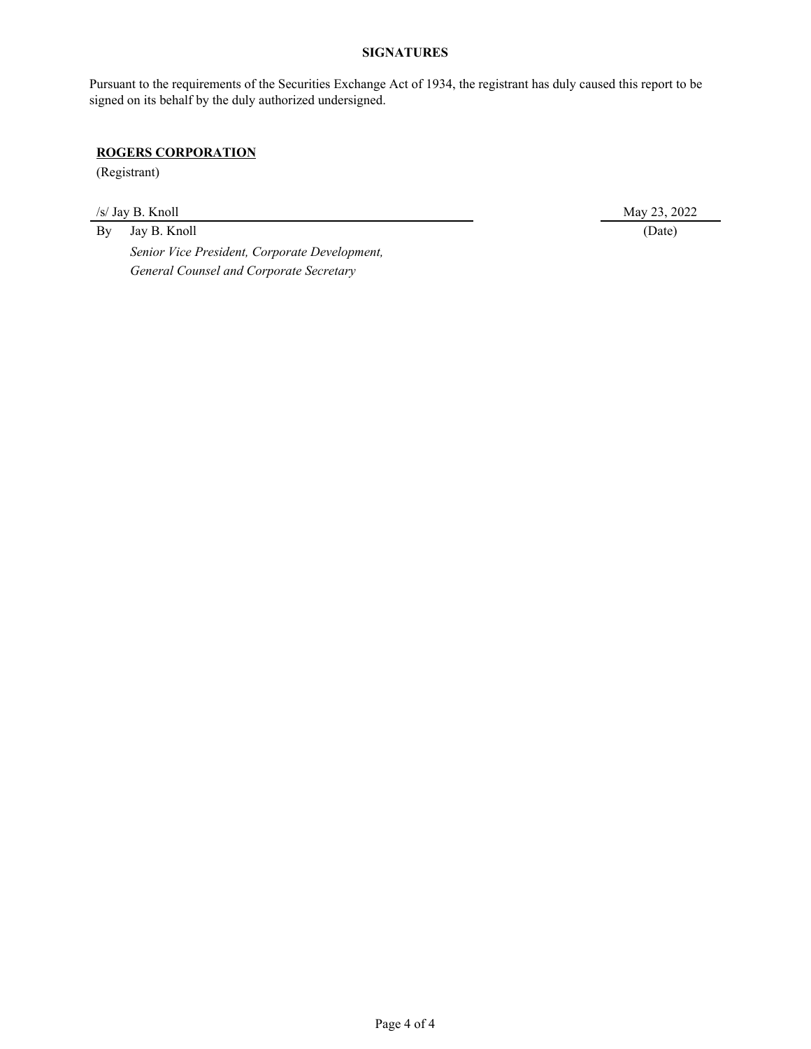**SIGNATURES**

Pursuant to the requirements of the Securities Exchange Act of 1934, the registrant has duly caused this report to be signed on its behalf by the duly authorized undersigned.

**ROGERS CORPORATION**

(Registrant)

/s/ Jay B. Knoll — May 23, 2022

By Jay B. Knoll — (Date)

*Senior Vice President, Corporate Development,*
*General Counsel and Corporate Secretary*